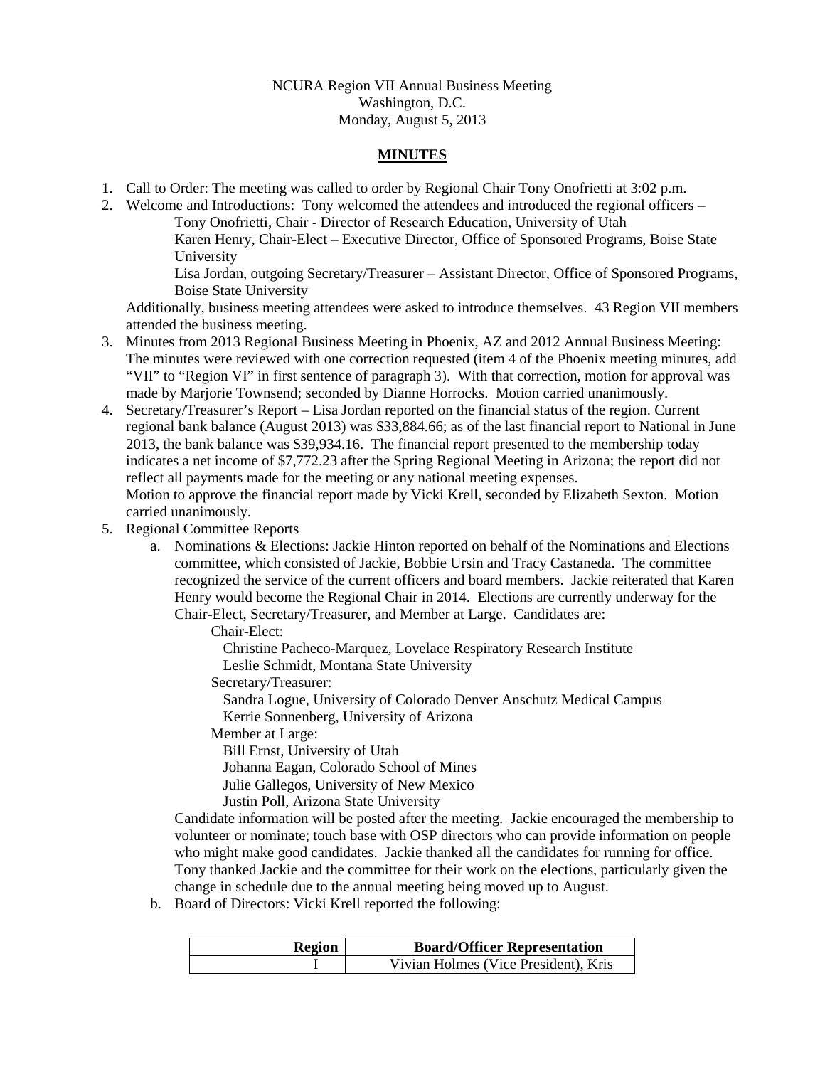NCURA Region VII Annual Business Meeting
Washington, D.C.
Monday, August 5, 2013

**MINUTES**

1. Call to Order: The meeting was called to order by Regional Chair Tony Onofrietti at 3:02 p.m.
2. Welcome and Introductions: Tony welcomed the attendees and introduced the regional officers –
   - Tony Onofrietti, Chair - Director of Research Education, University of Utah
   - Karen Henry, Chair-Elect – Executive Director, Office of Sponsored Programs, Boise State University
   - Lisa Jordan, outgoing Secretary/Treasurer – Assistant Director, Office of Sponsored Programs, Boise State University

   Additionally, business meeting attendees were asked to introduce themselves. 43 Region VII members attended the business meeting.
3. Minutes from 2013 Regional Business Meeting in Phoenix, AZ and 2012 Annual Business Meeting: The minutes were reviewed with one correction requested (item 4 of the Phoenix meeting minutes, add "VII" to "Region VI" in first sentence of paragraph 3). With that correction, motion for approval was made by Marjorie Townsend; seconded by Dianne Horrocks. Motion carried unanimously.
4. Secretary/Treasurer's Report – Lisa Jordan reported on the financial status of the region. Current regional bank balance (August 2013) was $33,884.66; as of the last financial report to National in June 2013, the bank balance was $39,934.16. The financial report presented to the membership today indicates a net income of $7,772.23 after the Spring Regional Meeting in Arizona; the report did not reflect all payments made for the meeting or any national meeting expenses.
   Motion to approve the financial report made by Vicki Krell, seconded by Elizabeth Sexton. Motion carried unanimously.
5. Regional Committee Reports
   a. Nominations & Elections: Jackie Hinton reported on behalf of the Nominations and Elections committee, which consisted of Jackie, Bobbie Ursin and Tracy Castaneda. The committee recognized the service of the current officers and board members. Jackie reiterated that Karen Henry would become the Regional Chair in 2014. Elections are currently underway for the Chair-Elect, Secretary/Treasurer, and Member at Large. Candidates are:
      - Chair-Elect:
        - Christine Pacheco-Marquez, Lovelace Respiratory Research Institute
        - Leslie Schmidt, Montana State University
      - Secretary/Treasurer:
        - Sandra Logue, University of Colorado Denver Anschutz Medical Campus
        - Kerrie Sonnenberg, University of Arizona
      - Member at Large:
        - Bill Ernst, University of Utah
        - Johanna Eagan, Colorado School of Mines
        - Julie Gallegos, University of New Mexico
        - Justin Poll, Arizona State University

      Candidate information will be posted after the meeting. Jackie encouraged the membership to volunteer or nominate; touch base with OSP directors who can provide information on people who might make good candidates. Jackie thanked all the candidates for running for office. Tony thanked Jackie and the committee for their work on the elections, particularly given the change in schedule due to the annual meeting being moved up to August.
   b. Board of Directors: Vicki Krell reported the following:

| Region | Board/Officer Representation |
|---|---|
| I | Vivian Holmes (Vice President), Kris |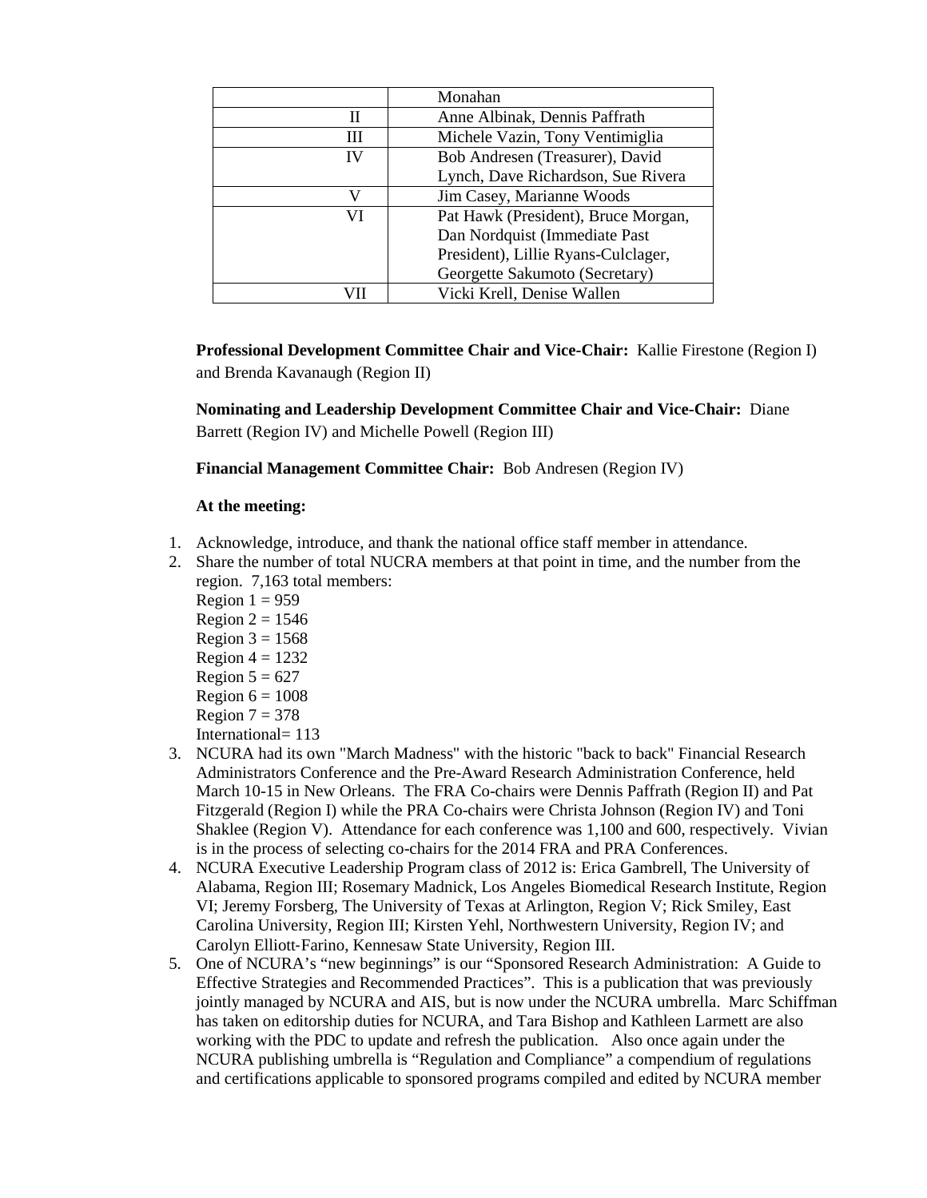| | |
|---|---|
| | Monahan |
| II | Anne Albinak, Dennis Paffrath |
| III | Michele Vazin, Tony Ventimiglia |
| IV | Bob Andresen (Treasurer), David Lynch, Dave Richardson, Sue Rivera |
| V | Jim Casey, Marianne Woods |
| VI | Pat Hawk (President), Bruce Morgan, Dan Nordquist (Immediate Past President), Lillie Ryans-Culclager, Georgette Sakumoto (Secretary) |
| VII | Vicki Krell, Denise Wallen |

**Professional Development Committee Chair and Vice-Chair:** Kallie Firestone (Region I) and Brenda Kavanaugh (Region II)

**Nominating and Leadership Development Committee Chair and Vice-Chair:** Diane Barrett (Region IV) and Michelle Powell (Region III)

**Financial Management Committee Chair:** Bob Andresen (Region IV)

**At the meeting:**

1. Acknowledge, introduce, and thank the national office staff member in attendance.
2. Share the number of total NUCRA members at that point in time, and the number from the region. 7,163 total members:
   Region 1 = 959
   Region 2 = 1546
   Region 3 = 1568
   Region 4 = 1232
   Region 5 = 627
   Region 6 = 1008
   Region 7 = 378
   International= 113
3. NCURA had its own "March Madness" with the historic "back to back" Financial Research Administrators Conference and the Pre-Award Research Administration Conference, held March 10-15 in New Orleans. The FRA Co-chairs were Dennis Paffrath (Region II) and Pat Fitzgerald (Region I) while the PRA Co-chairs were Christa Johnson (Region IV) and Toni Shaklee (Region V). Attendance for each conference was 1,100 and 600, respectively. Vivian is in the process of selecting co-chairs for the 2014 FRA and PRA Conferences.
4. NCURA Executive Leadership Program class of 2012 is: Erica Gambrell, The University of Alabama, Region III; Rosemary Madnick, Los Angeles Biomedical Research Institute, Region VI; Jeremy Forsberg, The University of Texas at Arlington, Region V; Rick Smiley, East Carolina University, Region III; Kirsten Yehl, Northwestern University, Region IV; and Carolyn Elliott-Farino, Kennesaw State University, Region III.
5. One of NCURA's "new beginnings" is our "Sponsored Research Administration: A Guide to Effective Strategies and Recommended Practices". This is a publication that was previously jointly managed by NCURA and AIS, but is now under the NCURA umbrella. Marc Schiffman has taken on editorship duties for NCURA, and Tara Bishop and Kathleen Larmett are also working with the PDC to update and refresh the publication. Also once again under the NCURA publishing umbrella is "Regulation and Compliance" a compendium of regulations and certifications applicable to sponsored programs compiled and edited by NCURA member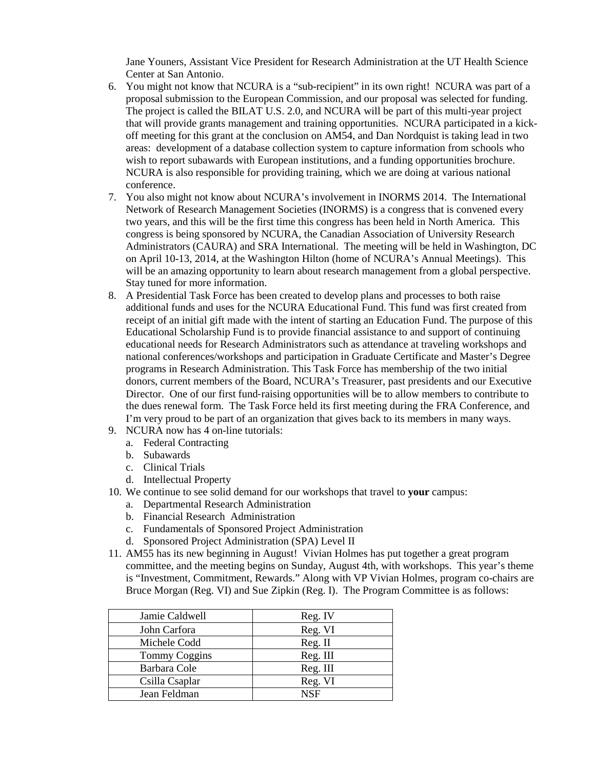Jane Youners, Assistant Vice President for Research Administration at the UT Health Science Center at San Antonio.

6. You might not know that NCURA is a "sub-recipient" in its own right! NCURA was part of a proposal submission to the European Commission, and our proposal was selected for funding. The project is called the BILAT U.S. 2.0, and NCURA will be part of this multi-year project that will provide grants management and training opportunities. NCURA participated in a kick-off meeting for this grant at the conclusion on AM54, and Dan Nordquist is taking lead in two areas: development of a database collection system to capture information from schools who wish to report subawards with European institutions, and a funding opportunities brochure. NCURA is also responsible for providing training, which we are doing at various national conference.
7. You also might not know about NCURA's involvement in INORMS 2014. The International Network of Research Management Societies (INORMS) is a congress that is convened every two years, and this will be the first time this congress has been held in North America. This congress is being sponsored by NCURA, the Canadian Association of University Research Administrators (CAURA) and SRA International. The meeting will be held in Washington, DC on April 10-13, 2014, at the Washington Hilton (home of NCURA's Annual Meetings). This will be an amazing opportunity to learn about research management from a global perspective. Stay tuned for more information.
8. A Presidential Task Force has been created to develop plans and processes to both raise additional funds and uses for the NCURA Educational Fund. This fund was first created from receipt of an initial gift made with the intent of starting an Education Fund. The purpose of this Educational Scholarship Fund is to provide financial assistance to and support of continuing educational needs for Research Administrators such as attendance at traveling workshops and national conferences/workshops and participation in Graduate Certificate and Master's Degree programs in Research Administration. This Task Force has membership of the two initial donors, current members of the Board, NCURA's Treasurer, past presidents and our Executive Director. One of our first fund-raising opportunities will be to allow members to contribute to the dues renewal form. The Task Force held its first meeting during the FRA Conference, and I'm very proud to be part of an organization that gives back to its members in many ways.
9. NCURA now has 4 on-line tutorials:
   a. Federal Contracting
   b. Subawards
   c. Clinical Trials
   d. Intellectual Property
10. We continue to see solid demand for our workshops that travel to **your** campus:
    a. Departmental Research Administration
    b. Financial Research Administration
    c. Fundamentals of Sponsored Project Administration
    d. Sponsored Project Administration (SPA) Level II
11. AM55 has its new beginning in August! Vivian Holmes has put together a great program committee, and the meeting begins on Sunday, August 4th, with workshops. This year's theme is "Investment, Commitment, Rewards." Along with VP Vivian Holmes, program co-chairs are Bruce Morgan (Reg. VI) and Sue Zipkin (Reg. I). The Program Committee is as follows:

| Jamie Caldwell | Reg. IV |
|---|---|
| John Carfora | Reg. VI |
| Michele Codd | Reg. II |
| Tommy Coggins | Reg. III |
| Barbara Cole | Reg. III |
| Csilla Csaplar | Reg. VI |
| Jean Feldman | NSF |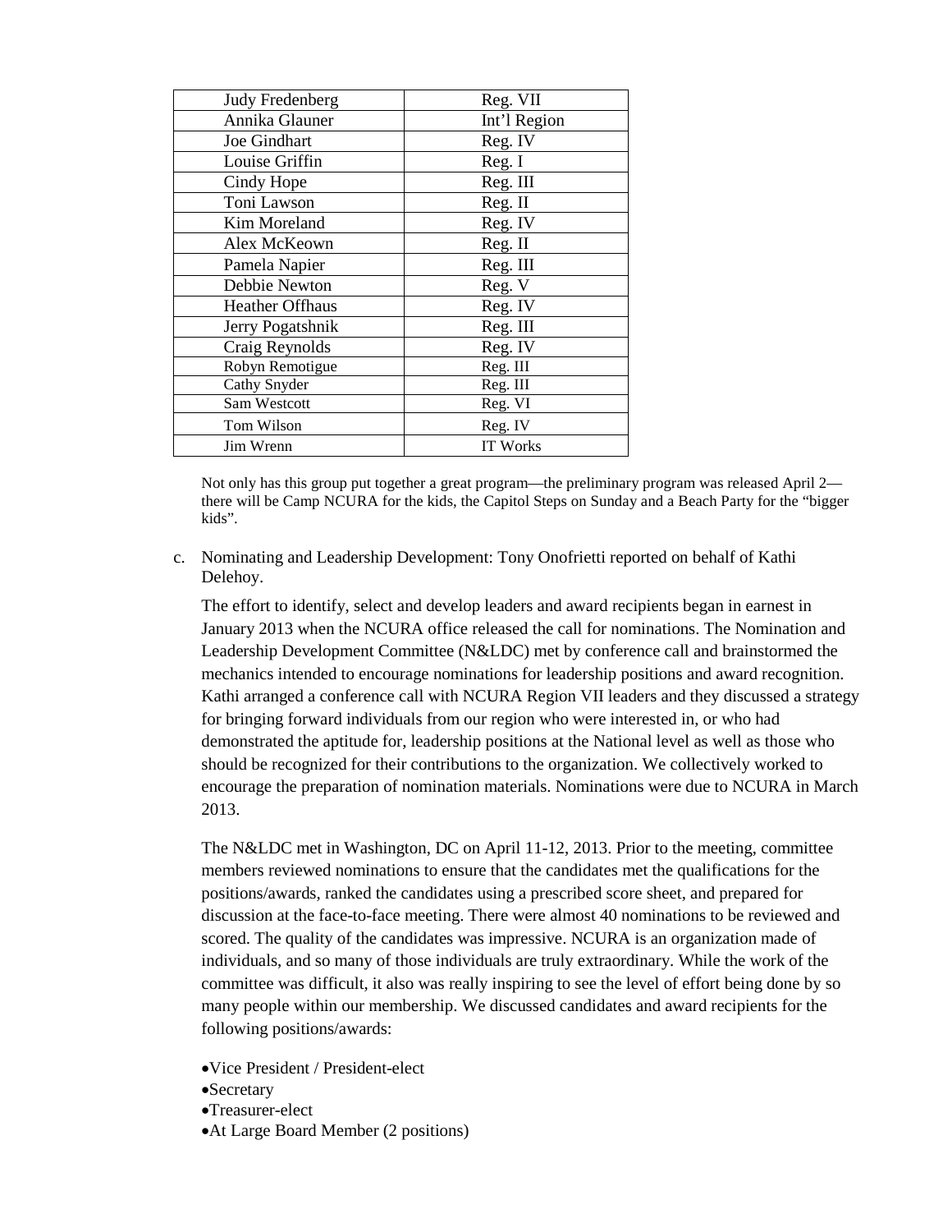| Judy Fredenberg | Reg. VII |
| --- | --- |
| Annika Glauner | Int'l Region |
| Joe Gindhart | Reg. IV |
| Louise Griffin | Reg. I |
| Cindy Hope | Reg. III |
| Toni Lawson | Reg. II |
| Kim Moreland | Reg. IV |
| Alex McKeown | Reg. II |
| Pamela Napier | Reg. III |
| Debbie Newton | Reg. V |
| Heather Offhaus | Reg. IV |
| Jerry Pogatshnik | Reg. III |
| Craig Reynolds | Reg. IV |
| Robyn Remotigue | Reg. III |
| Cathy Snyder | Reg. III |
| Sam Westcott | Reg. VI |
| Tom Wilson | Reg. IV |
| Jim Wrenn | IT Works |

Not only has this group put together a great program—the preliminary program was released April 2—there will be Camp NCURA for the kids, the Capitol Steps on Sunday and a Beach Party for the "bigger kids".

c. Nominating and Leadership Development: Tony Onofrietti reported on behalf of Kathi Delehoy.

The effort to identify, select and develop leaders and award recipients began in earnest in January 2013 when the NCURA office released the call for nominations. The Nomination and Leadership Development Committee (N&LDC) met by conference call and brainstormed the mechanics intended to encourage nominations for leadership positions and award recognition. Kathi arranged a conference call with NCURA Region VII leaders and they discussed a strategy for bringing forward individuals from our region who were interested in, or who had demonstrated the aptitude for, leadership positions at the National level as well as those who should be recognized for their contributions to the organization. We collectively worked to encourage the preparation of nomination materials. Nominations were due to NCURA in March 2013.

The N&LDC met in Washington, DC on April 11-12, 2013. Prior to the meeting, committee members reviewed nominations to ensure that the candidates met the qualifications for the positions/awards, ranked the candidates using a prescribed score sheet, and prepared for discussion at the face-to-face meeting. There were almost 40 nominations to be reviewed and scored. The quality of the candidates was impressive. NCURA is an organization made of individuals, and so many of those individuals are truly extraordinary. While the work of the committee was difficult, it also was really inspiring to see the level of effort being done by so many people within our membership. We discussed candidates and award recipients for the following positions/awards:

- Vice President / President-elect
- Secretary
- Treasurer-elect
- At Large Board Member (2 positions)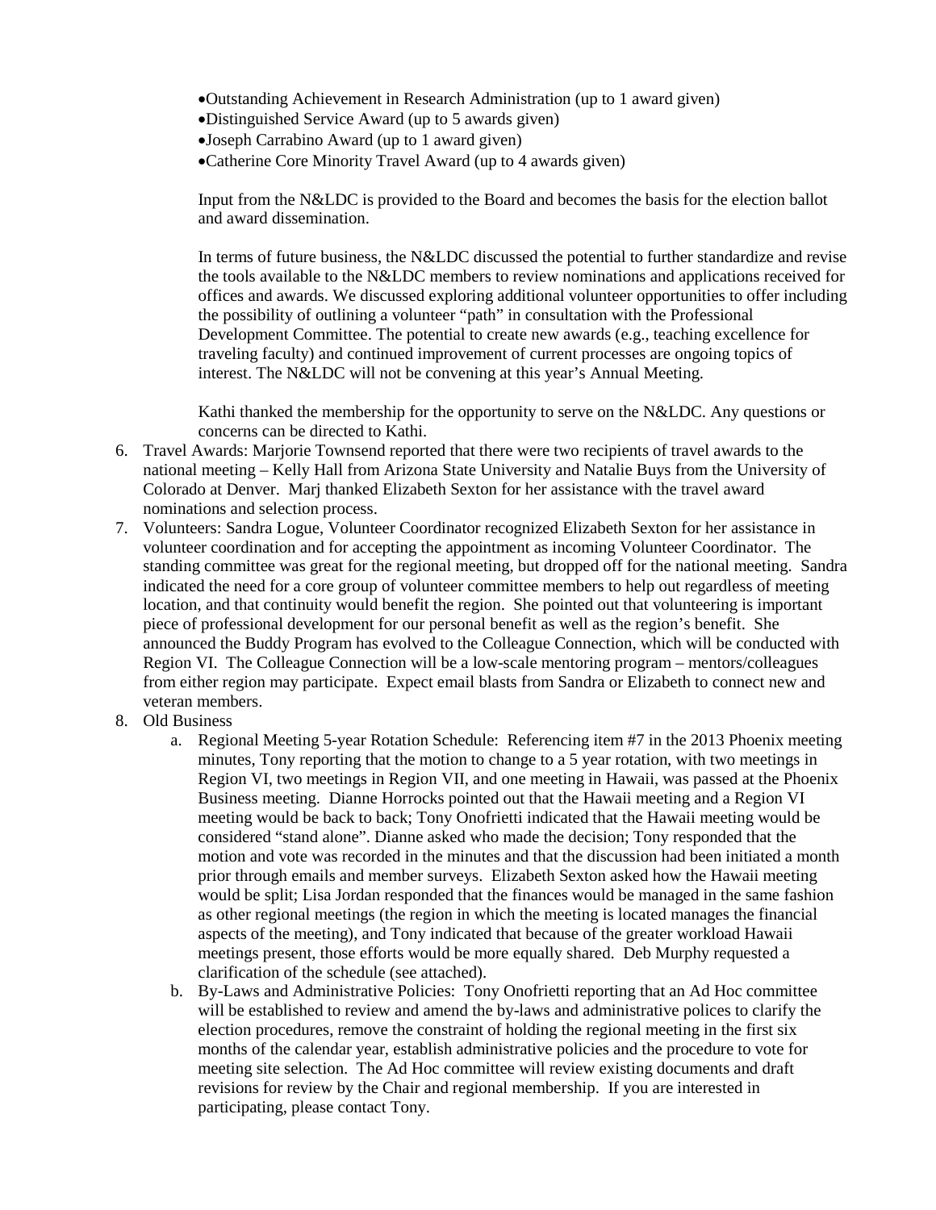- Outstanding Achievement in Research Administration (up to 1 award given)
- Distinguished Service Award (up to 5 awards given)
- Joseph Carrabino Award (up to 1 award given)
- Catherine Core Minority Travel Award (up to 4 awards given)

Input from the N&LDC is provided to the Board and becomes the basis for the election ballot and award dissemination.

In terms of future business, the N&LDC discussed the potential to further standardize and revise the tools available to the N&LDC members to review nominations and applications received for offices and awards. We discussed exploring additional volunteer opportunities to offer including the possibility of outlining a volunteer "path" in consultation with the Professional Development Committee. The potential to create new awards (e.g., teaching excellence for traveling faculty) and continued improvement of current processes are ongoing topics of interest. The N&LDC will not be convening at this year's Annual Meeting.

Kathi thanked the membership for the opportunity to serve on the N&LDC. Any questions or concerns can be directed to Kathi.

6. Travel Awards: Marjorie Townsend reported that there were two recipients of travel awards to the national meeting – Kelly Hall from Arizona State University and Natalie Buys from the University of Colorado at Denver. Marj thanked Elizabeth Sexton for her assistance with the travel award nominations and selection process.
7. Volunteers: Sandra Logue, Volunteer Coordinator recognized Elizabeth Sexton for her assistance in volunteer coordination and for accepting the appointment as incoming Volunteer Coordinator. The standing committee was great for the regional meeting, but dropped off for the national meeting. Sandra indicated the need for a core group of volunteer committee members to help out regardless of meeting location, and that continuity would benefit the region. She pointed out that volunteering is important piece of professional development for our personal benefit as well as the region's benefit. She announced the Buddy Program has evolved to the Colleague Connection, which will be conducted with Region VI. The Colleague Connection will be a low-scale mentoring program – mentors/colleagues from either region may participate. Expect email blasts from Sandra or Elizabeth to connect new and veteran members.
8. Old Business
   a. Regional Meeting 5-year Rotation Schedule: Referencing item #7 in the 2013 Phoenix meeting minutes, Tony reporting that the motion to change to a 5 year rotation, with two meetings in Region VI, two meetings in Region VII, and one meeting in Hawaii, was passed at the Phoenix Business meeting. Dianne Horrocks pointed out that the Hawaii meeting and a Region VI meeting would be back to back; Tony Onofrietti indicated that the Hawaii meeting would be considered "stand alone". Dianne asked who made the decision; Tony responded that the motion and vote was recorded in the minutes and that the discussion had been initiated a month prior through emails and member surveys. Elizabeth Sexton asked how the Hawaii meeting would be split; Lisa Jordan responded that the finances would be managed in the same fashion as other regional meetings (the region in which the meeting is located manages the financial aspects of the meeting), and Tony indicated that because of the greater workload Hawaii meetings present, those efforts would be more equally shared. Deb Murphy requested a clarification of the schedule (see attached).
   b. By-Laws and Administrative Policies: Tony Onofrietti reporting that an Ad Hoc committee will be established to review and amend the by-laws and administrative polices to clarify the election procedures, remove the constraint of holding the regional meeting in the first six months of the calendar year, establish administrative policies and the procedure to vote for meeting site selection. The Ad Hoc committee will review existing documents and draft revisions for review by the Chair and regional membership. If you are interested in participating, please contact Tony.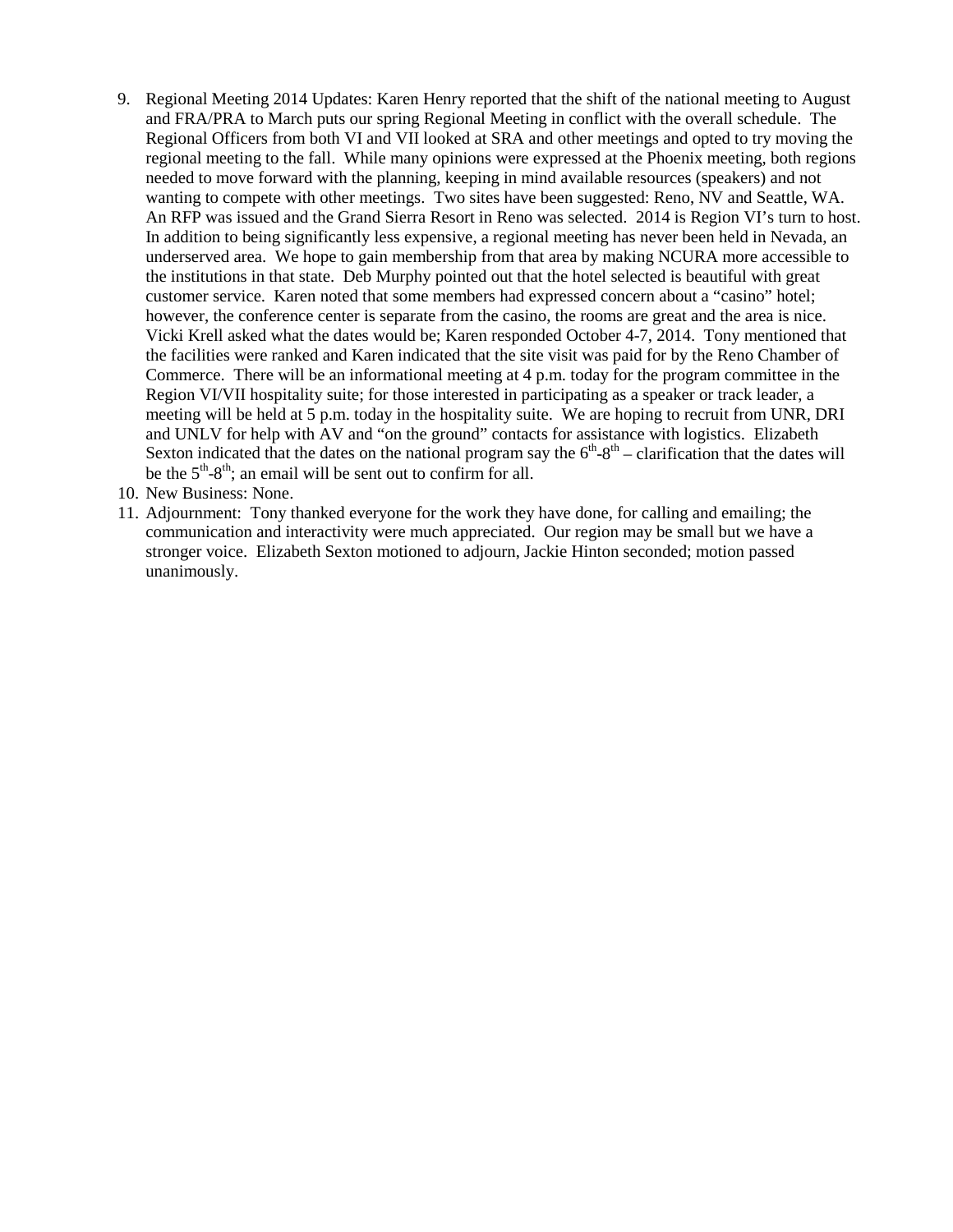9. Regional Meeting 2014 Updates: Karen Henry reported that the shift of the national meeting to August and FRA/PRA to March puts our spring Regional Meeting in conflict with the overall schedule. The Regional Officers from both VI and VII looked at SRA and other meetings and opted to try moving the regional meeting to the fall. While many opinions were expressed at the Phoenix meeting, both regions needed to move forward with the planning, keeping in mind available resources (speakers) and not wanting to compete with other meetings. Two sites have been suggested: Reno, NV and Seattle, WA. An RFP was issued and the Grand Sierra Resort in Reno was selected. 2014 is Region VI's turn to host. In addition to being significantly less expensive, a regional meeting has never been held in Nevada, an underserved area. We hope to gain membership from that area by making NCURA more accessible to the institutions in that state. Deb Murphy pointed out that the hotel selected is beautiful with great customer service. Karen noted that some members had expressed concern about a "casino" hotel; however, the conference center is separate from the casino, the rooms are great and the area is nice. Vicki Krell asked what the dates would be; Karen responded October 4-7, 2014. Tony mentioned that the facilities were ranked and Karen indicated that the site visit was paid for by the Reno Chamber of Commerce. There will be an informational meeting at 4 p.m. today for the program committee in the Region VI/VII hospitality suite; for those interested in participating as a speaker or track leader, a meeting will be held at 5 p.m. today in the hospitality suite. We are hoping to recruit from UNR, DRI and UNLV for help with AV and "on the ground" contacts for assistance with logistics. Elizabeth Sexton indicated that the dates on the national program say the 6th-8th – clarification that the dates will be the 5th-8th; an email will be sent out to confirm for all.
10. New Business: None.
11. Adjournment: Tony thanked everyone for the work they have done, for calling and emailing; the communication and interactivity were much appreciated. Our region may be small but we have a stronger voice. Elizabeth Sexton motioned to adjourn, Jackie Hinton seconded; motion passed unanimously.